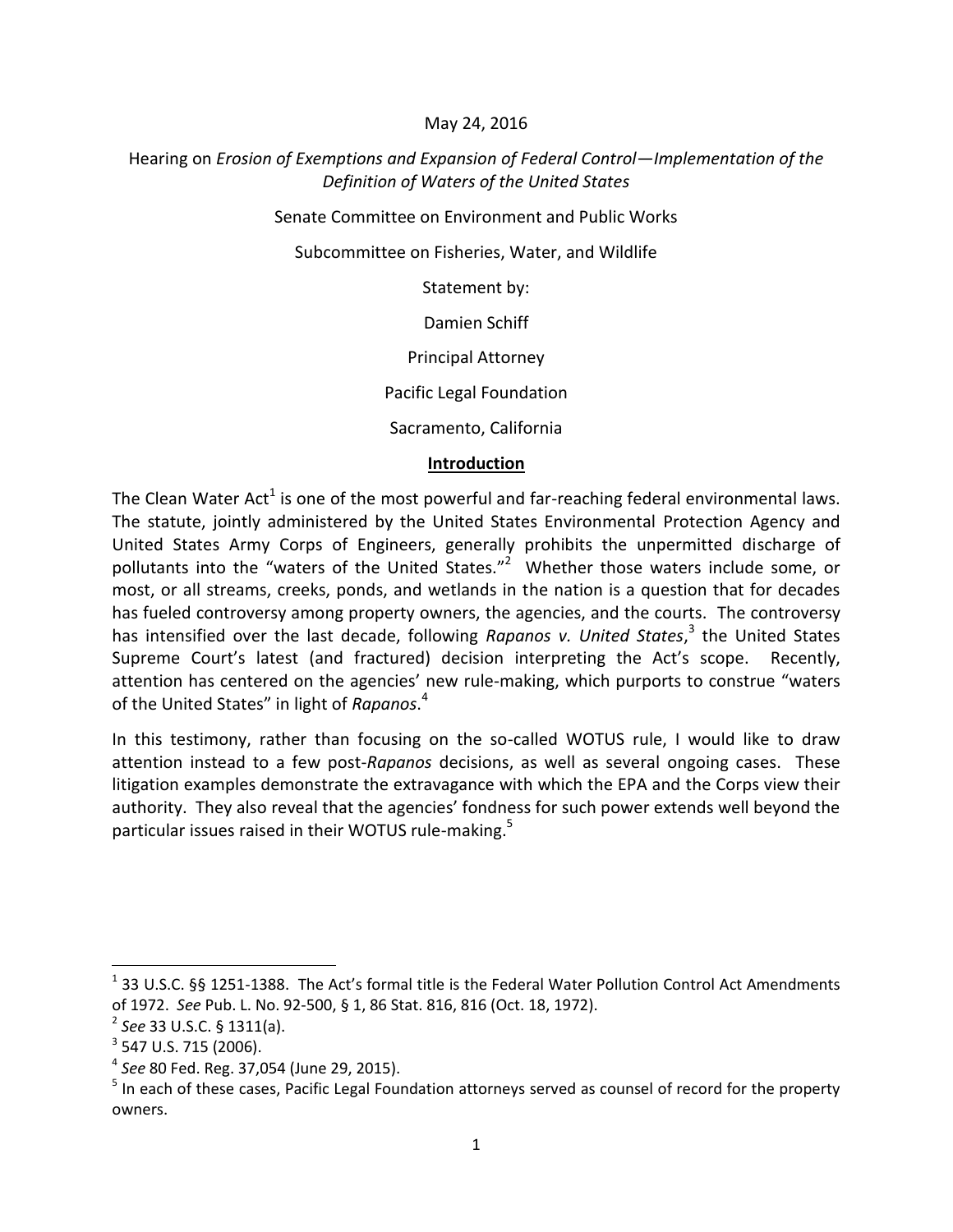May 24, 2016

Hearing on *Erosion of Exemptions and Expansion of Federal Control—Implementation of the Definition of Waters of the United States*

Senate Committee on Environment and Public Works

Subcommittee on Fisheries, Water, and Wildlife

Statement by:

Damien Schiff

Principal Attorney

Pacific Legal Foundation

Sacramento, California

## Introduction

The Clean Water Act[1] is one of the most powerful and far-reaching federal environmental laws. The statute, jointly administered by the United States Environmental Protection Agency and United States Army Corps of Engineers, generally prohibits the unpermitted discharge of pollutants into the "waters of the United States."[2] Whether those waters include some, or most, or all streams, creeks, ponds, and wetlands in the nation is a question that for decades has fueled controversy among property owners, the agencies, and the courts. The controversy has intensified over the last decade, following *Rapanos v. United States*,[3] the United States Supreme Court's latest (and fractured) decision interpreting the Act's scope. Recently, attention has centered on the agencies' new rule-making, which purports to construe "waters of the United States" in light of *Rapanos*.[4]

In this testimony, rather than focusing on the so-called WOTUS rule, I would like to draw attention instead to a few post-*Rapanos* decisions, as well as several ongoing cases. These litigation examples demonstrate the extravagance with which the EPA and the Corps view their authority. They also reveal that the agencies' fondness for such power extends well beyond the particular issues raised in their WOTUS rule-making.[5]

---

[1] 33 U.S.C. §§ 1251-1388. The Act's formal title is the Federal Water Pollution Control Act Amendments of 1972. *See* Pub. L. No. 92-500, § 1, 86 Stat. 816, 816 (Oct. 18, 1972).

[2] *See* 33 U.S.C. § 1311(a).

[3] 547 U.S. 715 (2006).

[4] *See* 80 Fed. Reg. 37,054 (June 29, 2015).

[5] In each of these cases, Pacific Legal Foundation attorneys served as counsel of record for the property owners.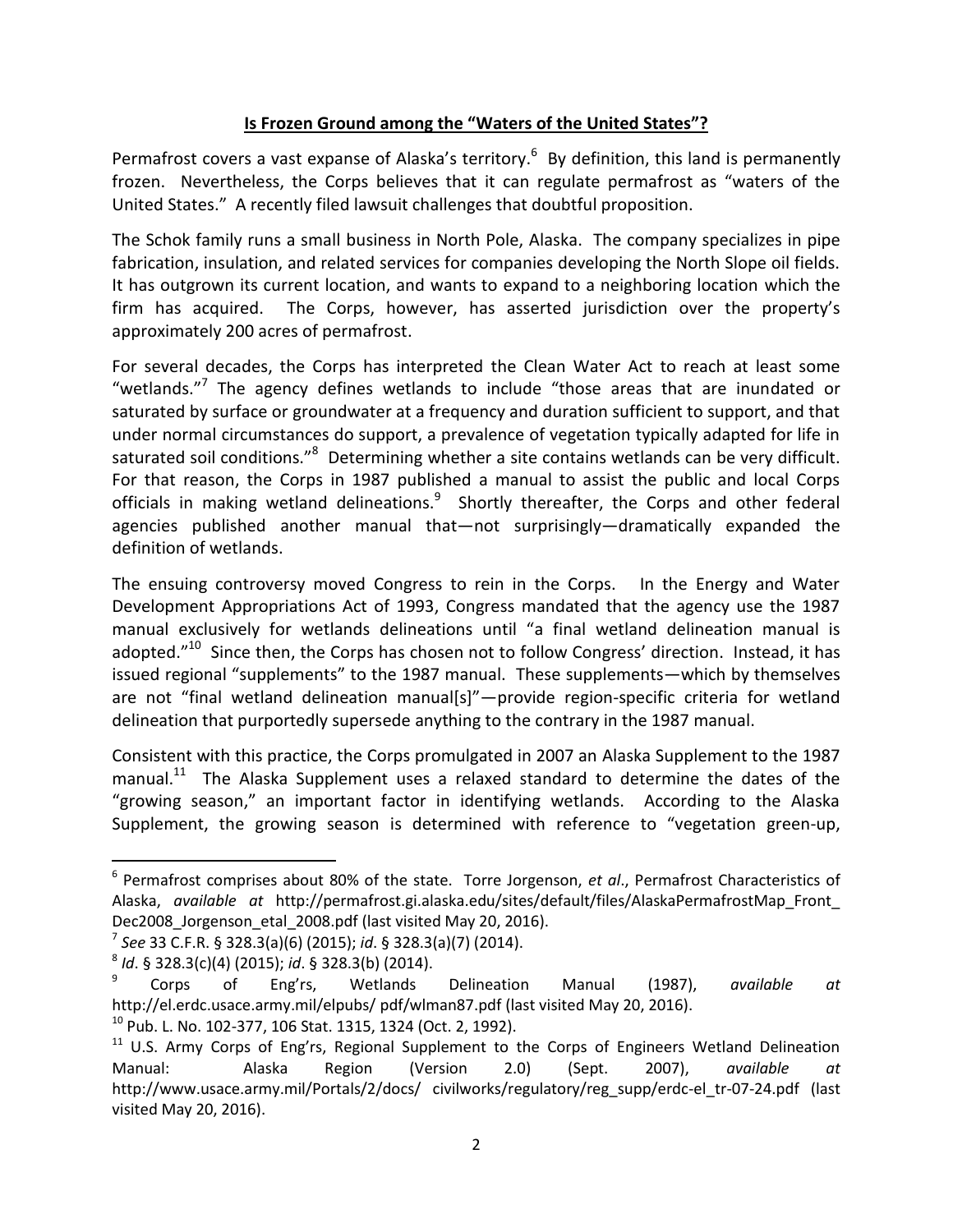## Is Frozen Ground among the "Waters of the United States"?

Permafrost covers a vast expanse of Alaska's territory.[6] By definition, this land is permanently frozen. Nevertheless, the Corps believes that it can regulate permafrost as "waters of the United States." A recently filed lawsuit challenges that doubtful proposition.

The Schok family runs a small business in North Pole, Alaska. The company specializes in pipe fabrication, insulation, and related services for companies developing the North Slope oil fields. It has outgrown its current location, and wants to expand to a neighboring location which the firm has acquired. The Corps, however, has asserted jurisdiction over the property's approximately 200 acres of permafrost.

For several decades, the Corps has interpreted the Clean Water Act to reach at least some "wetlands."[7] The agency defines wetlands to include "those areas that are inundated or saturated by surface or groundwater at a frequency and duration sufficient to support, and that under normal circumstances do support, a prevalence of vegetation typically adapted for life in saturated soil conditions."[8] Determining whether a site contains wetlands can be very difficult. For that reason, the Corps in 1987 published a manual to assist the public and local Corps officials in making wetland delineations.[9] Shortly thereafter, the Corps and other federal agencies published another manual that—not surprisingly—dramatically expanded the definition of wetlands.

The ensuing controversy moved Congress to rein in the Corps. In the Energy and Water Development Appropriations Act of 1993, Congress mandated that the agency use the 1987 manual exclusively for wetlands delineations until "a final wetland delineation manual is adopted."[10] Since then, the Corps has chosen not to follow Congress' direction. Instead, it has issued regional "supplements" to the 1987 manual. These supplements—which by themselves are not "final wetland delineation manual[s]"—provide region-specific criteria for wetland delineation that purportedly supersede anything to the contrary in the 1987 manual.

Consistent with this practice, the Corps promulgated in 2007 an Alaska Supplement to the 1987 manual.[11] The Alaska Supplement uses a relaxed standard to determine the dates of the "growing season," an important factor in identifying wetlands. According to the Alaska Supplement, the growing season is determined with reference to "vegetation green-up,

---

[6] Permafrost comprises about 80% of the state. Torre Jorgenson, *et al*., Permafrost Characteristics of Alaska, *available at* http://permafrost.gi.alaska.edu/sites/default/files/AlaskaPermafrostMap_Front_Dec2008_Jorgenson_etal_2008.pdf (last visited May 20, 2016).

[7] *See* 33 C.F.R. § 328.3(a)(6) (2015); *id*. § 328.3(a)(7) (2014).

[8] *Id*. § 328.3(c)(4) (2015); *id*. § 328.3(b) (2014).

[9] Corps of Eng'rs, Wetlands Delineation Manual (1987), *available at* http://el.erdc.usace.army.mil/elpubs/ pdf/wlman87.pdf (last visited May 20, 2016).

[10] Pub. L. No. 102-377, 106 Stat. 1315, 1324 (Oct. 2, 1992).

[11] U.S. Army Corps of Eng'rs, Regional Supplement to the Corps of Engineers Wetland Delineation Manual: Alaska Region (Version 2.0) (Sept. 2007), *available at* http://www.usace.army.mil/Portals/2/docs/ civilworks/regulatory/reg_supp/erdc-el_tr-07-24.pdf (last visited May 20, 2016).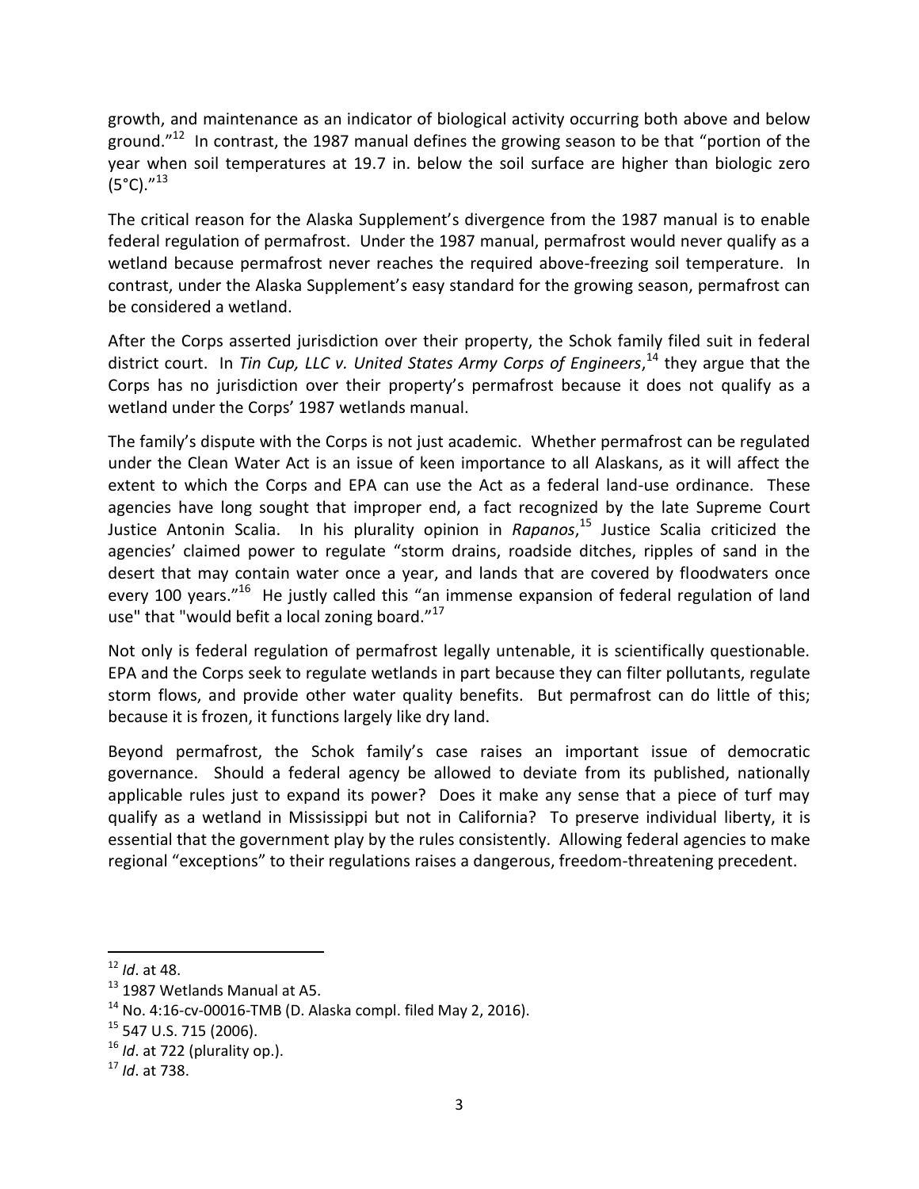growth, and maintenance as an indicator of biological activity occurring both above and below ground."[12] In contrast, the 1987 manual defines the growing season to be that "portion of the year when soil temperatures at 19.7 in. below the soil surface are higher than biologic zero (5°C)."[13]

The critical reason for the Alaska Supplement's divergence from the 1987 manual is to enable federal regulation of permafrost. Under the 1987 manual, permafrost would never qualify as a wetland because permafrost never reaches the required above-freezing soil temperature. In contrast, under the Alaska Supplement's easy standard for the growing season, permafrost can be considered a wetland.

After the Corps asserted jurisdiction over their property, the Schok family filed suit in federal district court. In *Tin Cup, LLC v. United States Army Corps of Engineers*,[14] they argue that the Corps has no jurisdiction over their property's permafrost because it does not qualify as a wetland under the Corps' 1987 wetlands manual.

The family's dispute with the Corps is not just academic. Whether permafrost can be regulated under the Clean Water Act is an issue of keen importance to all Alaskans, as it will affect the extent to which the Corps and EPA can use the Act as a federal land-use ordinance. These agencies have long sought that improper end, a fact recognized by the late Supreme Court Justice Antonin Scalia. In his plurality opinion in *Rapanos*,[15] Justice Scalia criticized the agencies' claimed power to regulate "storm drains, roadside ditches, ripples of sand in the desert that may contain water once a year, and lands that are covered by floodwaters once every 100 years."[16] He justly called this "an immense expansion of federal regulation of land use" that "would befit a local zoning board."[17]

Not only is federal regulation of permafrost legally untenable, it is scientifically questionable. EPA and the Corps seek to regulate wetlands in part because they can filter pollutants, regulate storm flows, and provide other water quality benefits. But permafrost can do little of this; because it is frozen, it functions largely like dry land.

Beyond permafrost, the Schok family's case raises an important issue of democratic governance. Should a federal agency be allowed to deviate from its published, nationally applicable rules just to expand its power? Does it make any sense that a piece of turf may qualify as a wetland in Mississippi but not in California? To preserve individual liberty, it is essential that the government play by the rules consistently. Allowing federal agencies to make regional "exceptions" to their regulations raises a dangerous, freedom-threatening precedent.

---

[12] *Id*. at 48.

[13] 1987 Wetlands Manual at A5.

[14] No. 4:16-cv-00016-TMB (D. Alaska compl. filed May 2, 2016).

[15] 547 U.S. 715 (2006).

[16] *Id*. at 722 (plurality op.).

[17] *Id*. at 738.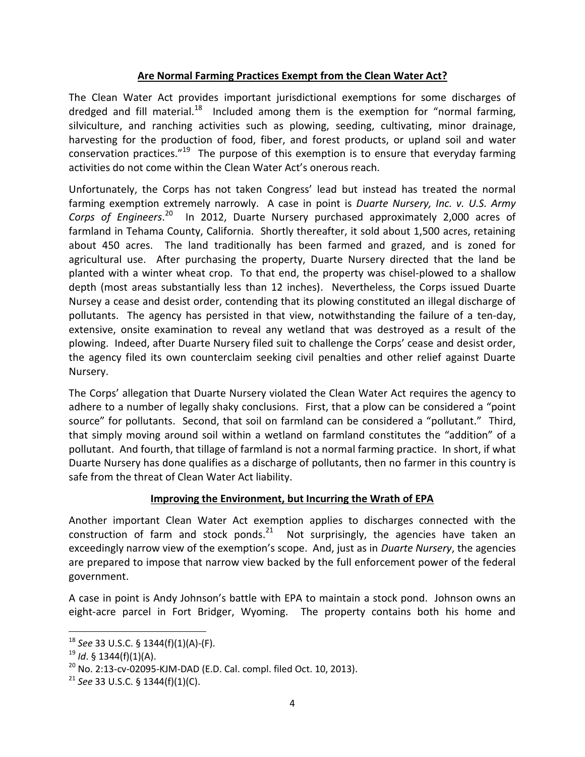## **Are Normal Farming Practices Exempt from the Clean Water Act?**

The Clean Water Act provides important jurisdictional exemptions for some discharges of dredged and fill material.[18] Included among them is the exemption for "normal farming, silviculture, and ranching activities such as plowing, seeding, cultivating, minor drainage, harvesting for the production of food, fiber, and forest products, or upland soil and water conservation practices."[19] The purpose of this exemption is to ensure that everyday farming activities do not come within the Clean Water Act's onerous reach.

Unfortunately, the Corps has not taken Congress' lead but instead has treated the normal farming exemption extremely narrowly. A case in point is *Duarte Nursery, Inc. v. U.S. Army Corps of Engineers*.[20] In 2012, Duarte Nursery purchased approximately 2,000 acres of farmland in Tehama County, California. Shortly thereafter, it sold about 1,500 acres, retaining about 450 acres. The land traditionally has been farmed and grazed, and is zoned for agricultural use. After purchasing the property, Duarte Nursery directed that the land be planted with a winter wheat crop. To that end, the property was chisel-plowed to a shallow depth (most areas substantially less than 12 inches). Nevertheless, the Corps issued Duarte Nursey a cease and desist order, contending that its plowing constituted an illegal discharge of pollutants. The agency has persisted in that view, notwithstanding the failure of a ten-day, extensive, onsite examination to reveal any wetland that was destroyed as a result of the plowing. Indeed, after Duarte Nursery filed suit to challenge the Corps' cease and desist order, the agency filed its own counterclaim seeking civil penalties and other relief against Duarte Nursery.

The Corps' allegation that Duarte Nursery violated the Clean Water Act requires the agency to adhere to a number of legally shaky conclusions. First, that a plow can be considered a "point source" for pollutants. Second, that soil on farmland can be considered a "pollutant." Third, that simply moving around soil within a wetland on farmland constitutes the "addition" of a pollutant. And fourth, that tillage of farmland is not a normal farming practice. In short, if what Duarte Nursery has done qualifies as a discharge of pollutants, then no farmer in this country is safe from the threat of Clean Water Act liability.

## **Improving the Environment, but Incurring the Wrath of EPA**

Another important Clean Water Act exemption applies to discharges connected with the construction of farm and stock ponds.[21] Not surprisingly, the agencies have taken an exceedingly narrow view of the exemption's scope. And, just as in *Duarte Nursery*, the agencies are prepared to impose that narrow view backed by the full enforcement power of the federal government.

A case in point is Andy Johnson's battle with EPA to maintain a stock pond. Johnson owns an eight-acre parcel in Fort Bridger, Wyoming. The property contains both his home and

---

[18] *See* 33 U.S.C. § 1344(f)(1)(A)-(F).

[19] *Id*. § 1344(f)(1)(A).

[20] No. 2:13-cv-02095-KJM-DAD (E.D. Cal. compl. filed Oct. 10, 2013).

[21] *See* 33 U.S.C. § 1344(f)(1)(C).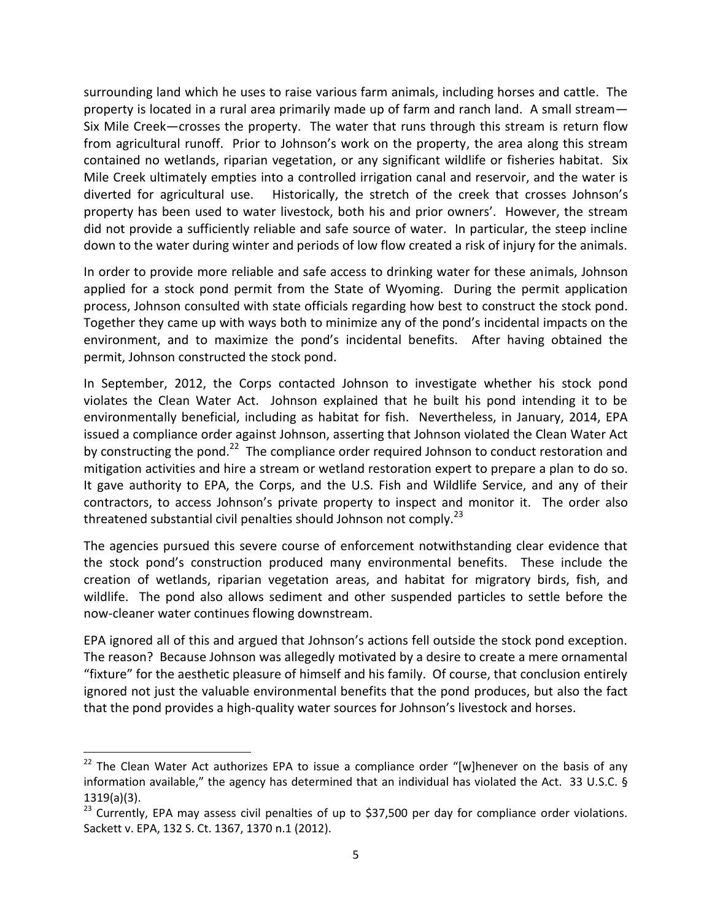surrounding land which he uses to raise various farm animals, including horses and cattle. The property is located in a rural area primarily made up of farm and ranch land. A small stream—Six Mile Creek—crosses the property. The water that runs through this stream is return flow from agricultural runoff. Prior to Johnson's work on the property, the area along this stream contained no wetlands, riparian vegetation, or any significant wildlife or fisheries habitat. Six Mile Creek ultimately empties into a controlled irrigation canal and reservoir, and the water is diverted for agricultural use. Historically, the stretch of the creek that crosses Johnson's property has been used to water livestock, both his and prior owners'. However, the stream did not provide a sufficiently reliable and safe source of water. In particular, the steep incline down to the water during winter and periods of low flow created a risk of injury for the animals.

In order to provide more reliable and safe access to drinking water for these animals, Johnson applied for a stock pond permit from the State of Wyoming. During the permit application process, Johnson consulted with state officials regarding how best to construct the stock pond. Together they came up with ways both to minimize any of the pond's incidental impacts on the environment, and to maximize the pond's incidental benefits. After having obtained the permit, Johnson constructed the stock pond.

In September, 2012, the Corps contacted Johnson to investigate whether his stock pond violates the Clean Water Act. Johnson explained that he built his pond intending it to be environmentally beneficial, including as habitat for fish. Nevertheless, in January, 2014, EPA issued a compliance order against Johnson, asserting that Johnson violated the Clean Water Act by constructing the pond.[22] The compliance order required Johnson to conduct restoration and mitigation activities and hire a stream or wetland restoration expert to prepare a plan to do so. It gave authority to EPA, the Corps, and the U.S. Fish and Wildlife Service, and any of their contractors, to access Johnson's private property to inspect and monitor it. The order also threatened substantial civil penalties should Johnson not comply.[23]

The agencies pursued this severe course of enforcement notwithstanding clear evidence that the stock pond's construction produced many environmental benefits. These include the creation of wetlands, riparian vegetation areas, and habitat for migratory birds, fish, and wildlife. The pond also allows sediment and other suspended particles to settle before the now-cleaner water continues flowing downstream.

EPA ignored all of this and argued that Johnson's actions fell outside the stock pond exception. The reason? Because Johnson was allegedly motivated by a desire to create a mere ornamental "fixture" for the aesthetic pleasure of himself and his family. Of course, that conclusion entirely ignored not just the valuable environmental benefits that the pond produces, but also the fact that the pond provides a high-quality water sources for Johnson's livestock and horses.

---

[22] The Clean Water Act authorizes EPA to issue a compliance order "[w]henever on the basis of any information available," the agency has determined that an individual has violated the Act. 33 U.S.C. § 1319(a)(3).

[23] Currently, EPA may assess civil penalties of up to $37,500 per day for compliance order violations. Sackett v. EPA, 132 S. Ct. 1367, 1370 n.1 (2012).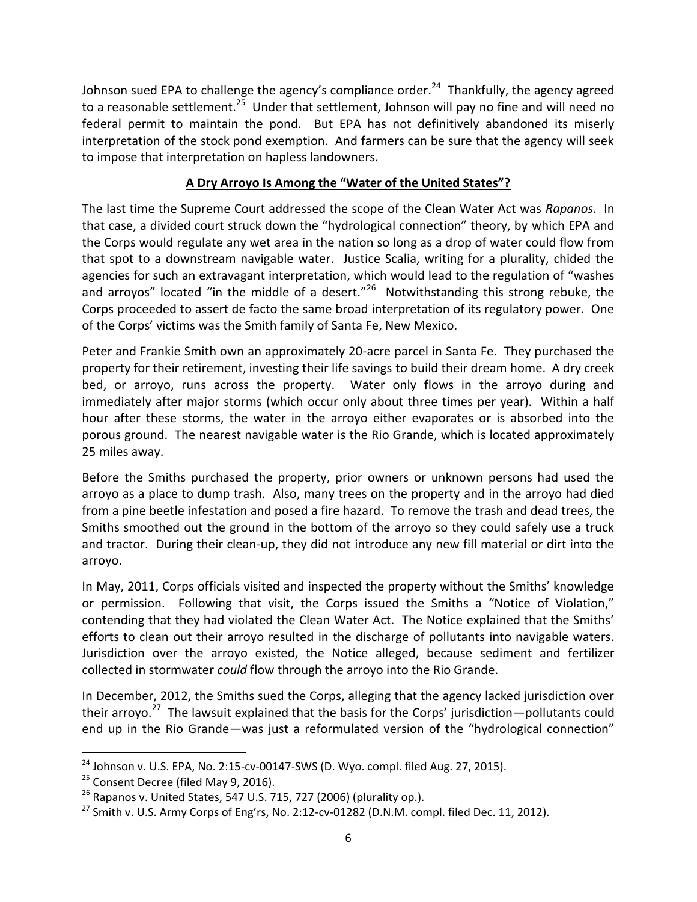Johnson sued EPA to challenge the agency's compliance order.[24] Thankfully, the agency agreed to a reasonable settlement.[25] Under that settlement, Johnson will pay no fine and will need no federal permit to maintain the pond. But EPA has not definitively abandoned its miserly interpretation of the stock pond exemption. And farmers can be sure that the agency will seek to impose that interpretation on hapless landowners.

**A Dry Arroyo Is Among the "Water of the United States"?**

The last time the Supreme Court addressed the scope of the Clean Water Act was *Rapanos*. In that case, a divided court struck down the "hydrological connection" theory, by which EPA and the Corps would regulate any wet area in the nation so long as a drop of water could flow from that spot to a downstream navigable water. Justice Scalia, writing for a plurality, chided the agencies for such an extravagant interpretation, which would lead to the regulation of "washes and arroyos" located "in the middle of a desert."[26] Notwithstanding this strong rebuke, the Corps proceeded to assert de facto the same broad interpretation of its regulatory power. One of the Corps' victims was the Smith family of Santa Fe, New Mexico.

Peter and Frankie Smith own an approximately 20-acre parcel in Santa Fe. They purchased the property for their retirement, investing their life savings to build their dream home. A dry creek bed, or arroyo, runs across the property. Water only flows in the arroyo during and immediately after major storms (which occur only about three times per year). Within a half hour after these storms, the water in the arroyo either evaporates or is absorbed into the porous ground. The nearest navigable water is the Rio Grande, which is located approximately 25 miles away.

Before the Smiths purchased the property, prior owners or unknown persons had used the arroyo as a place to dump trash. Also, many trees on the property and in the arroyo had died from a pine beetle infestation and posed a fire hazard. To remove the trash and dead trees, the Smiths smoothed out the ground in the bottom of the arroyo so they could safely use a truck and tractor. During their clean-up, they did not introduce any new fill material or dirt into the arroyo.

In May, 2011, Corps officials visited and inspected the property without the Smiths' knowledge or permission. Following that visit, the Corps issued the Smiths a "Notice of Violation," contending that they had violated the Clean Water Act. The Notice explained that the Smiths' efforts to clean out their arroyo resulted in the discharge of pollutants into navigable waters. Jurisdiction over the arroyo existed, the Notice alleged, because sediment and fertilizer collected in stormwater *could* flow through the arroyo into the Rio Grande.

In December, 2012, the Smiths sued the Corps, alleging that the agency lacked jurisdiction over their arroyo.[27] The lawsuit explained that the basis for the Corps' jurisdiction—pollutants could end up in the Rio Grande—was just a reformulated version of the "hydrological connection"

---

[24] Johnson v. U.S. EPA, No. 2:15-cv-00147-SWS (D. Wyo. compl. filed Aug. 27, 2015).

[25] Consent Decree (filed May 9, 2016).

[26] Rapanos v. United States, 547 U.S. 715, 727 (2006) (plurality op.).

[27] Smith v. U.S. Army Corps of Eng'rs, No. 2:12-cv-01282 (D.N.M. compl. filed Dec. 11, 2012).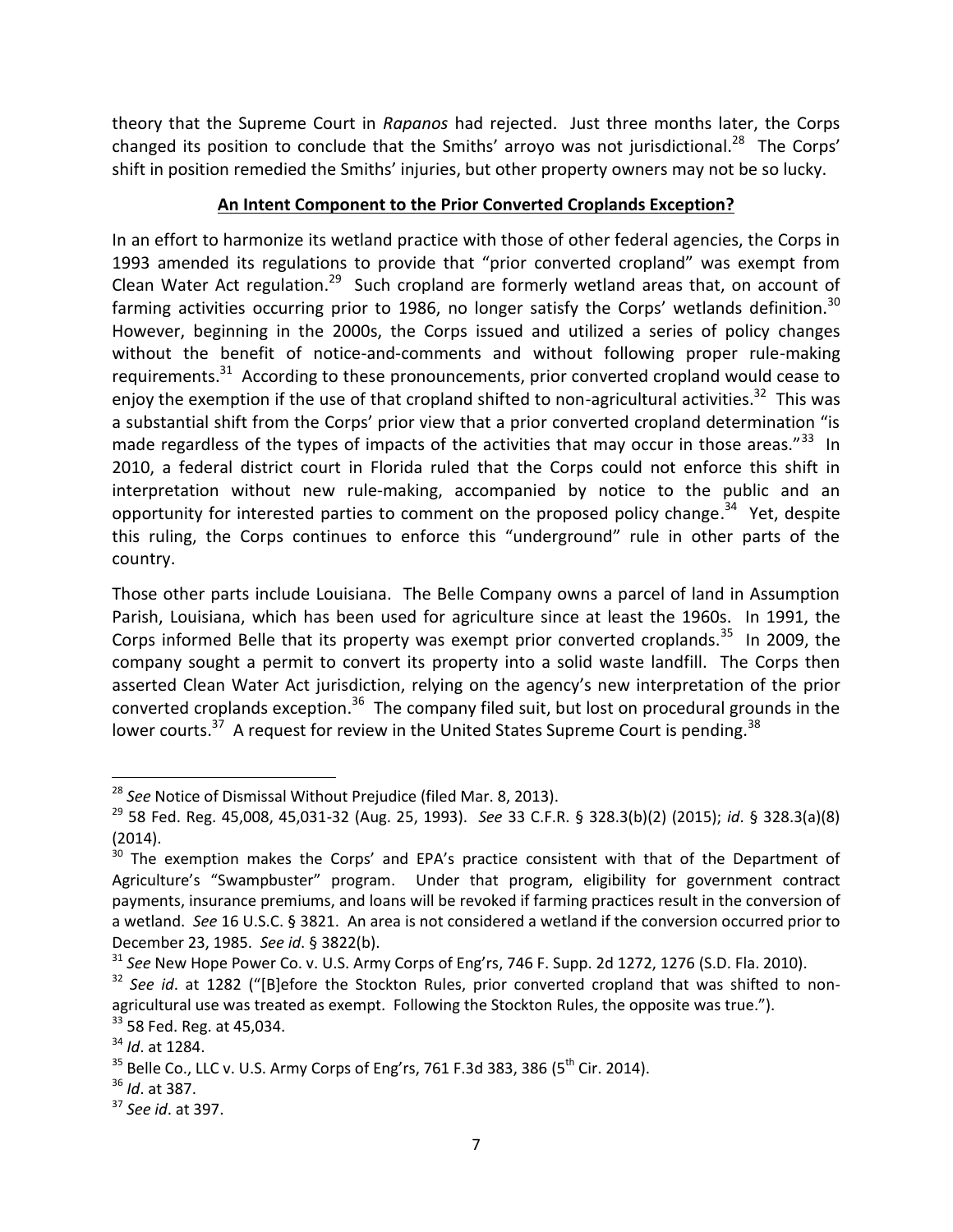theory that the Supreme Court in *Rapanos* had rejected. Just three months later, the Corps changed its position to conclude that the Smiths' arroyo was not jurisdictional.[28] The Corps' shift in position remedied the Smiths' injuries, but other property owners may not be so lucky.

**An Intent Component to the Prior Converted Croplands Exception?**

In an effort to harmonize its wetland practice with those of other federal agencies, the Corps in 1993 amended its regulations to provide that "prior converted cropland" was exempt from Clean Water Act regulation.[29] Such cropland are formerly wetland areas that, on account of farming activities occurring prior to 1986, no longer satisfy the Corps' wetlands definition.[30] However, beginning in the 2000s, the Corps issued and utilized a series of policy changes without the benefit of notice-and-comments and without following proper rule-making requirements.[31] According to these pronouncements, prior converted cropland would cease to enjoy the exemption if the use of that cropland shifted to non-agricultural activities.[32] This was a substantial shift from the Corps' prior view that a prior converted cropland determination "is made regardless of the types of impacts of the activities that may occur in those areas."[33] In 2010, a federal district court in Florida ruled that the Corps could not enforce this shift in interpretation without new rule-making, accompanied by notice to the public and an opportunity for interested parties to comment on the proposed policy change.[34] Yet, despite this ruling, the Corps continues to enforce this "underground" rule in other parts of the country.

Those other parts include Louisiana. The Belle Company owns a parcel of land in Assumption Parish, Louisiana, which has been used for agriculture since at least the 1960s. In 1991, the Corps informed Belle that its property was exempt prior converted croplands.[35] In 2009, the company sought a permit to convert its property into a solid waste landfill. The Corps then asserted Clean Water Act jurisdiction, relying on the agency's new interpretation of the prior converted croplands exception.[36] The company filed suit, but lost on procedural grounds in the lower courts.[37] A request for review in the United States Supreme Court is pending.[38]

---

[28] *See* Notice of Dismissal Without Prejudice (filed Mar. 8, 2013).

[29] 58 Fed. Reg. 45,008, 45,031-32 (Aug. 25, 1993). *See* 33 C.F.R. § 328.3(b)(2) (2015); *id*. § 328.3(a)(8) (2014).

[30] The exemption makes the Corps' and EPA's practice consistent with that of the Department of Agriculture's "Swampbuster" program. Under that program, eligibility for government contract payments, insurance premiums, and loans will be revoked if farming practices result in the conversion of a wetland. *See* 16 U.S.C. § 3821. An area is not considered a wetland if the conversion occurred prior to December 23, 1985. *See id*. § 3822(b).

[31] *See* New Hope Power Co. v. U.S. Army Corps of Eng'rs, 746 F. Supp. 2d 1272, 1276 (S.D. Fla. 2010).

[32] *See id*. at 1282 ("[B]efore the Stockton Rules, prior converted cropland that was shifted to non-agricultural use was treated as exempt. Following the Stockton Rules, the opposite was true.").

[33] 58 Fed. Reg. at 45,034.

[34] *Id*. at 1284.

[35] Belle Co., LLC v. U.S. Army Corps of Eng'rs, 761 F.3d 383, 386 (5th Cir. 2014).

[36] *Id*. at 387.

[37] *See id*. at 397.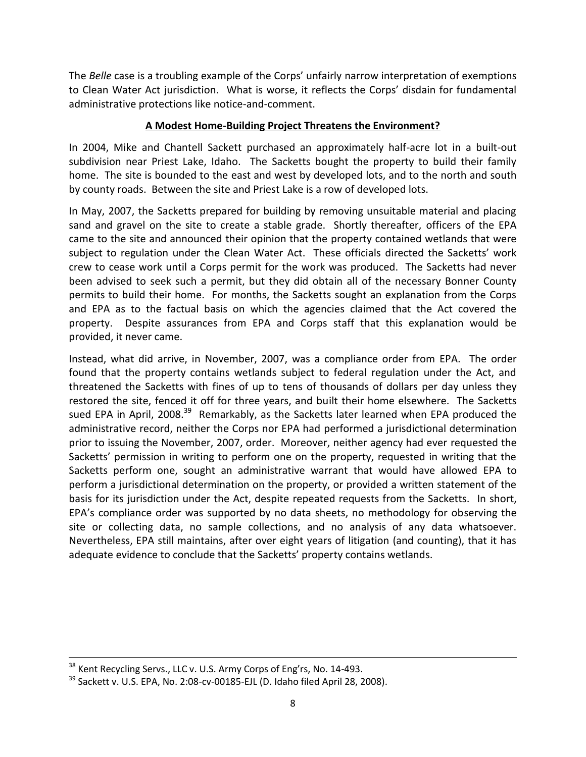The *Belle* case is a troubling example of the Corps' unfairly narrow interpretation of exemptions to Clean Water Act jurisdiction. What is worse, it reflects the Corps' disdain for fundamental administrative protections like notice-and-comment.

**A Modest Home-Building Project Threatens the Environment?**

In 2004, Mike and Chantell Sackett purchased an approximately half-acre lot in a built-out subdivision near Priest Lake, Idaho. The Sacketts bought the property to build their family home. The site is bounded to the east and west by developed lots, and to the north and south by county roads. Between the site and Priest Lake is a row of developed lots.

In May, 2007, the Sacketts prepared for building by removing unsuitable material and placing sand and gravel on the site to create a stable grade. Shortly thereafter, officers of the EPA came to the site and announced their opinion that the property contained wetlands that were subject to regulation under the Clean Water Act. These officials directed the Sacketts' work crew to cease work until a Corps permit for the work was produced. The Sacketts had never been advised to seek such a permit, but they did obtain all of the necessary Bonner County permits to build their home. For months, the Sacketts sought an explanation from the Corps and EPA as to the factual basis on which the agencies claimed that the Act covered the property. Despite assurances from EPA and Corps staff that this explanation would be provided, it never came.

Instead, what did arrive, in November, 2007, was a compliance order from EPA. The order found that the property contains wetlands subject to federal regulation under the Act, and threatened the Sacketts with fines of up to tens of thousands of dollars per day unless they restored the site, fenced it off for three years, and built their home elsewhere. The Sacketts sued EPA in April, 2008.[39] Remarkably, as the Sacketts later learned when EPA produced the administrative record, neither the Corps nor EPA had performed a jurisdictional determination prior to issuing the November, 2007, order. Moreover, neither agency had ever requested the Sacketts' permission in writing to perform one on the property, requested in writing that the Sacketts perform one, sought an administrative warrant that would have allowed EPA to perform a jurisdictional determination on the property, or provided a written statement of the basis for its jurisdiction under the Act, despite repeated requests from the Sacketts. In short, EPA's compliance order was supported by no data sheets, no methodology for observing the site or collecting data, no sample collections, and no analysis of any data whatsoever. Nevertheless, EPA still maintains, after over eight years of litigation (and counting), that it has adequate evidence to conclude that the Sacketts' property contains wetlands.

---

[38] Kent Recycling Servs., LLC v. U.S. Army Corps of Eng'rs, No. 14-493.

[39] Sackett v. U.S. EPA, No. 2:08-cv-00185-EJL (D. Idaho filed April 28, 2008).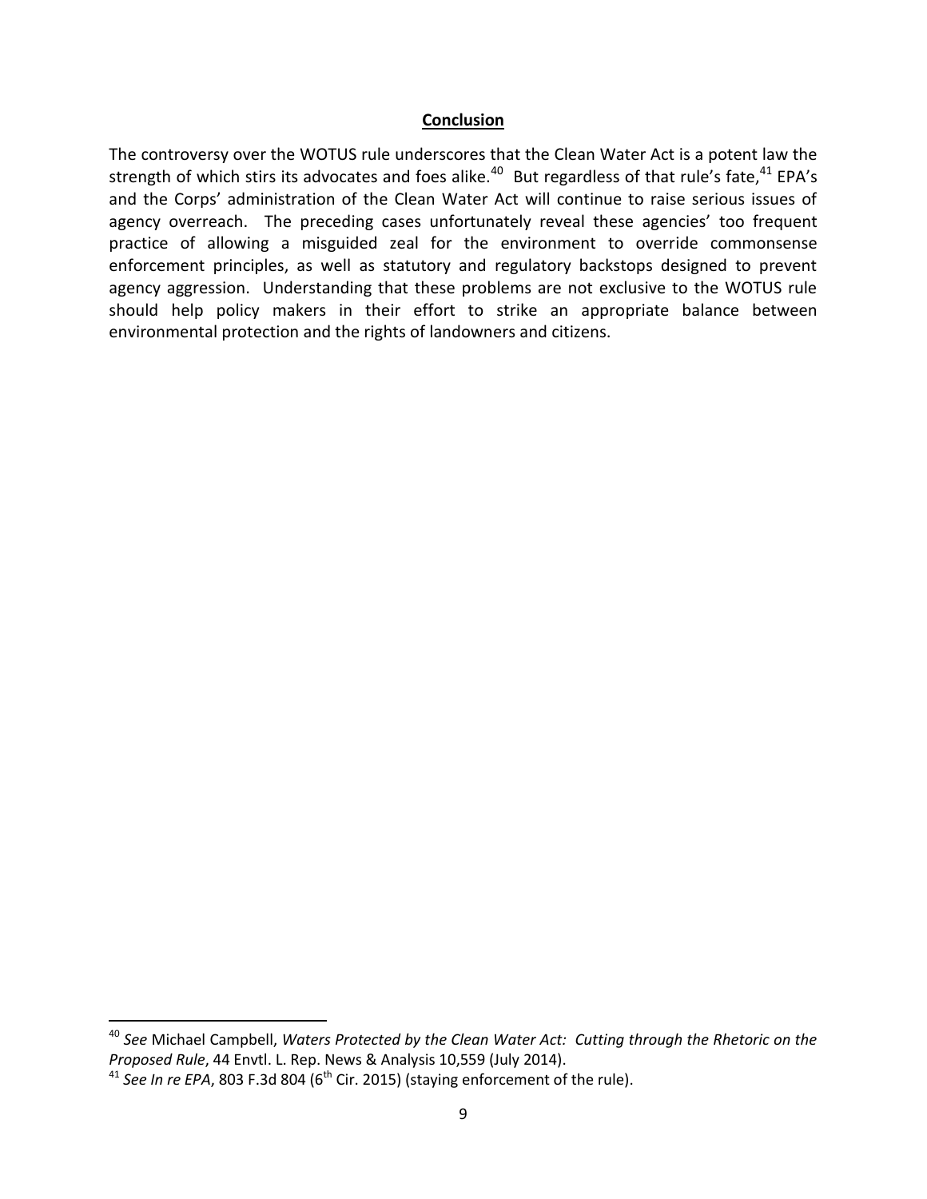## **Conclusion**

The controversy over the WOTUS rule underscores that the Clean Water Act is a potent law the strength of which stirs its advocates and foes alike.[40] But regardless of that rule's fate,[41] EPA's and the Corps' administration of the Clean Water Act will continue to raise serious issues of agency overreach. The preceding cases unfortunately reveal these agencies' too frequent practice of allowing a misguided zeal for the environment to override commonsense enforcement principles, as well as statutory and regulatory backstops designed to prevent agency aggression. Understanding that these problems are not exclusive to the WOTUS rule should help policy makers in their effort to strike an appropriate balance between environmental protection and the rights of landowners and citizens.

---

[40] *See* Michael Campbell, *Waters Protected by the Clean Water Act: Cutting through the Rhetoric on the Proposed Rule*, 44 Envtl. L. Rep. News & Analysis 10,559 (July 2014).

[41] *See In re EPA*, 803 F.3d 804 (6th Cir. 2015) (staying enforcement of the rule).